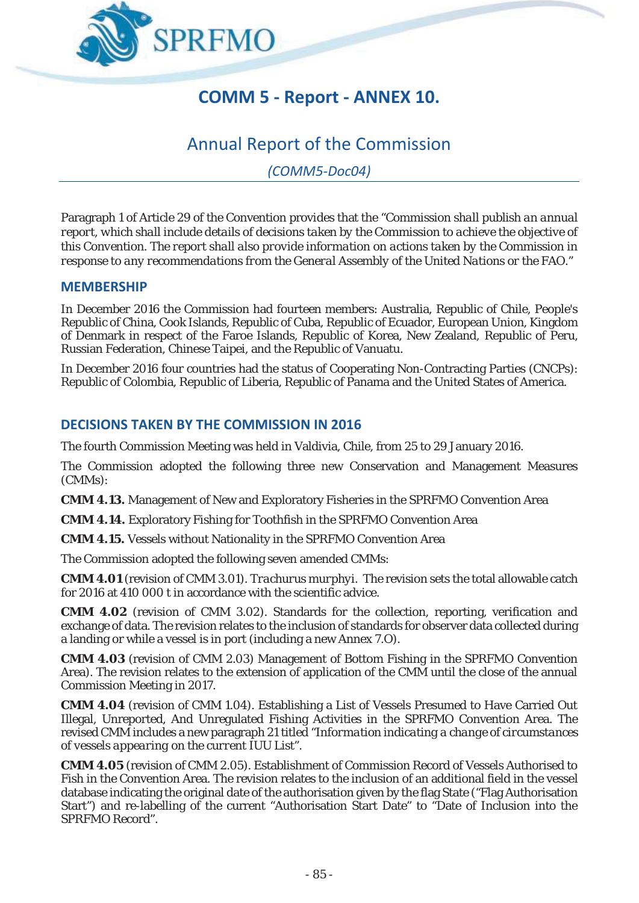# COMM 5 - Report - ANNEX 10.

## Annual Report of the Commission

*(COMM5-Doc04)*

Paragraph 1 of Article 29 of the Convention provides that the "Commission shall publish an annual report, which shall include details of decisions taken by the Commission to achieve the objective of this Convention. The report shall also provide information on actions taken by the Commission in response to any recommendations from the General Assembly of the United Nations or the FAO."

### MEMBERSHIP

In December 2016 the Commission had fourteen members: Australia, Republic of Chile, People's Republic of China, Cook Islands, Republic of Cuba, Republic of Ecuador, European Union, Kingdom of Denmark in respect of the Faroe Islands, Republic of Korea, New Zealand, Republic of Peru, Russian Federation, Chinese Taipei, and the Republic of Vanuatu.

In December 2016 four countries had the status of Cooperating Non-Contracting Parties (CNCPs): Republic of Colombia, Republic of Liberia, Republic of Panama and the United States of America.

### DECISIONS TAKEN BY THE COMMISSION IN 2016

The fourth Commission Meeting was held in Valdivia, Chile, from 25 to 29 January 2016.

The Commission adopted the following three new Conservation and Management Measures (CMMs):

**CMM 4.13.** Management of New and Exploratory Fisheries in the SPRFMO Convention Area

**CMM 4.14.** Exploratory Fishing for Toothfish in the SPRFMO Convention Area

**CMM 4.15.** Vessels without Nationality in the SPRFMO Convention Area

The Commission adopted the following seven amended CMMs:

**CMM 4.01** (revision of CMM 3.01). *Trachurus murphyi*. The revision sets the total allowable catch for 2016 at 410 000 t in accordance with the scientific advice.

**CMM 4.02** (revision of CMM 3.02). Standards for the collection, reporting, verification and exchange of data. The revision relates to the inclusion of standards for observer data collected during a landing or while a vessel is in port (including a new Annex 7.O).

**CMM 4.03** (revision of CMM 2.03) Management of Bottom Fishing in the SPRFMO Convention Area). The revision relates to the extension of application of the CMM until the close of the annual Commission Meeting in 2017.

**CMM 4.04** (revision of CMM 1.04). Establishing a List of Vessels Presumed to Have Carried Out Illegal, Unreported, And Unregulated Fishing Activities in the SPRFMO Convention Area. The revised CMM includes a new paragraph 21 titled "*Information indicating a change of circumstances of vessels appearing on the current IUU List*".

**CMM 4.05** (revision of CMM 2.05). Establishment of Commission Record of Vessels Authorised to Fish in the Convention Area. The revision relates to the inclusion of an additional field in the vessel database indicating the original date of the authorisation given by the flag State ("Flag Authorisation Start") and re-labelling of the current "Authorisation Start Date" to "Date of Inclusion into the SPRFMO Record".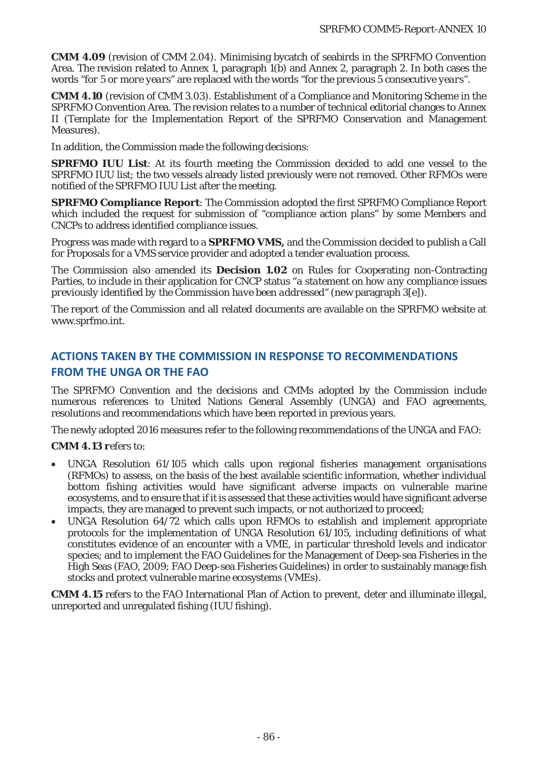**CMM 4.09** (revision of CMM 2.04). Minimising bycatch of seabirds in the SPRFMO Convention Area. The revision related to Annex 1, paragraph 1(b) and Annex 2, paragraph 2. In both cases the words "*for 5 or more years*" are replaced with the words "*for the previous 5 consecutive years*".

**CMM 4.10** (revision of CMM 3.03). Establishment of a Compliance and Monitoring Scheme in the SPRFMO Convention Area. The revision relates to a number of technical editorial changes to Annex II (Template for the Implementation Report of the SPRFMO Conservation and Management Measures).

In addition, the Commission made the following decisions:

**SPRFMO IUU List**: At its fourth meeting the Commission decided to add one vessel to the SPRFMO IUU list; the two vessels already listed previously were not removed. Other RFMOs were notified of the SPRFMO IUU List after the meeting.

**SPRFMO Compliance Report**: The Commission adopted the first SPRFMO Compliance Report which included the request for submission of "compliance action plans" by some Members and CNCPs to address identified compliance issues.

Progress was made with regard to a **SPRFMO VMS,** and the Commission decided to publish a Call for Proposals for a VMS service provider and adopted a tender evaluation process.

The Commission also amended its **Decision 1.02** on Rules for Cooperating non-Contracting Parties, to include in their application for CNCP status "*a statement on how any compliance issues previously identified by the Commission have been addressed*" (new paragraph 3[e]).

The report of the Commission and all related documents are available on the SPRFMO website at www.sprfmo.int.

## ACTIONS TAKEN BY THE COMMISSION IN RESPONSE TO RECOMMENDATIONS FROM THE UNGA OR THE FAO

The SPRFMO Convention and the decisions and CMMs adopted by the Commission include numerous references to United Nations General Assembly (UNGA) and FAO agreements, resolutions and recommendations which have been reported in previous years.

The newly adopted 2016 measures refer to the following recommendations of the UNGA and FAO:

**CMM 4.13 r**efers to:

- UNGA Resolution 61/105 which calls upon regional fisheries management organisations (RFMOs) to assess, on the basis of the best available scientific information, whether individual bottom fishing activities would have significant adverse impacts on vulnerable marine ecosystems, and to ensure that if it is assessed that these activities would have significant adverse impacts, they are managed to prevent such impacts, or not authorized to proceed;
- UNGA Resolution 64/72 which calls upon RFMOs to establish and implement appropriate protocols for the implementation of UNGA Resolution 61/105, including definitions of what constitutes evidence of an encounter with a VME, in particular threshold levels and indicator species; and to implement the FAO Guidelines for the Management of Deep-sea Fisheries in the High Seas (FAO, 2009; FAO Deep-sea Fisheries Guidelines) in order to sustainably manage fish stocks and protect vulnerable marine ecosystems (VMEs).

**CMM 4.15** refers to the FAO International Plan of Action to prevent, deter and illuminate illegal, unreported and unregulated fishing (IUU fishing).